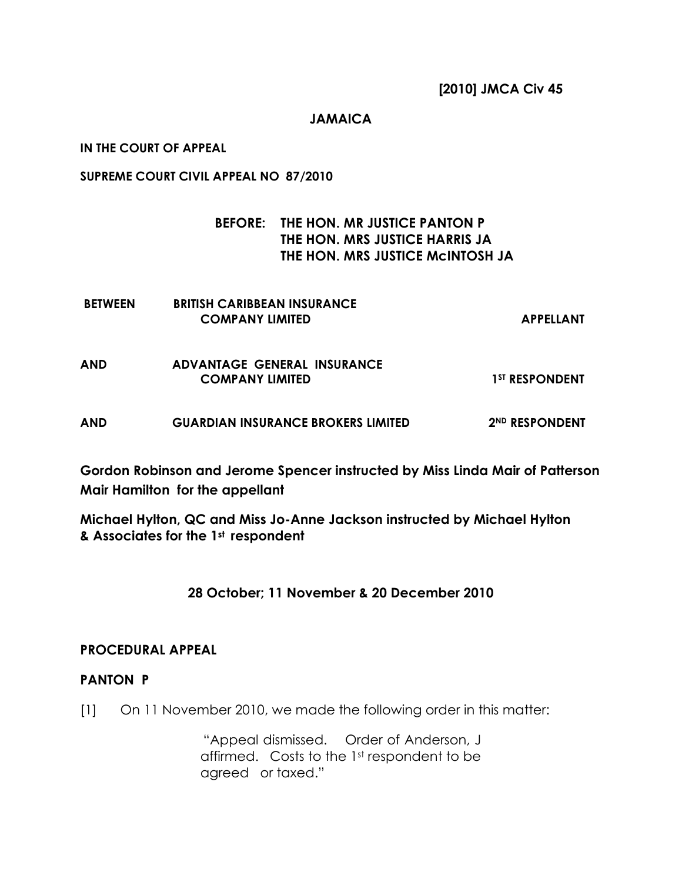**[2010] JMCA Civ 45**

**JAMAICA**

**IN THE COURT OF APPEAL**

**SUPREME COURT CIVIL APPEAL NO 87/2010**

**BEFORE: THE HON. MR JUSTICE PANTON P**
**THE HON. MRS JUSTICE HARRIS JA**
**THE HON. MRS JUSTICE McINTOSH JA**

| | | |
|---|---|---|
| **BETWEEN** | **BRITISH CARIBBEAN INSURANCE COMPANY LIMITED** | **APPELLANT** |
| **AND** | **ADVANTAGE GENERAL INSURANCE COMPANY LIMITED** | **1ST RESPONDENT** |
| **AND** | **GUARDIAN INSURANCE BROKERS LIMITED** | **2ND RESPONDENT** |

**Gordon Robinson and Jerome Spencer instructed by Miss Linda Mair of Patterson Mair Hamilton for the appellant**

**Michael Hylton, QC and Miss Jo-Anne Jackson instructed by Michael Hylton & Associates for the 1st respondent**

**28 October; 11 November & 20 December 2010**

## PROCEDURAL APPEAL

## PANTON P

[1] On 11 November 2010, we made the following order in this matter:

> "Appeal dismissed. Order of Anderson, J affirmed. Costs to the 1st respondent to be agreed or taxed."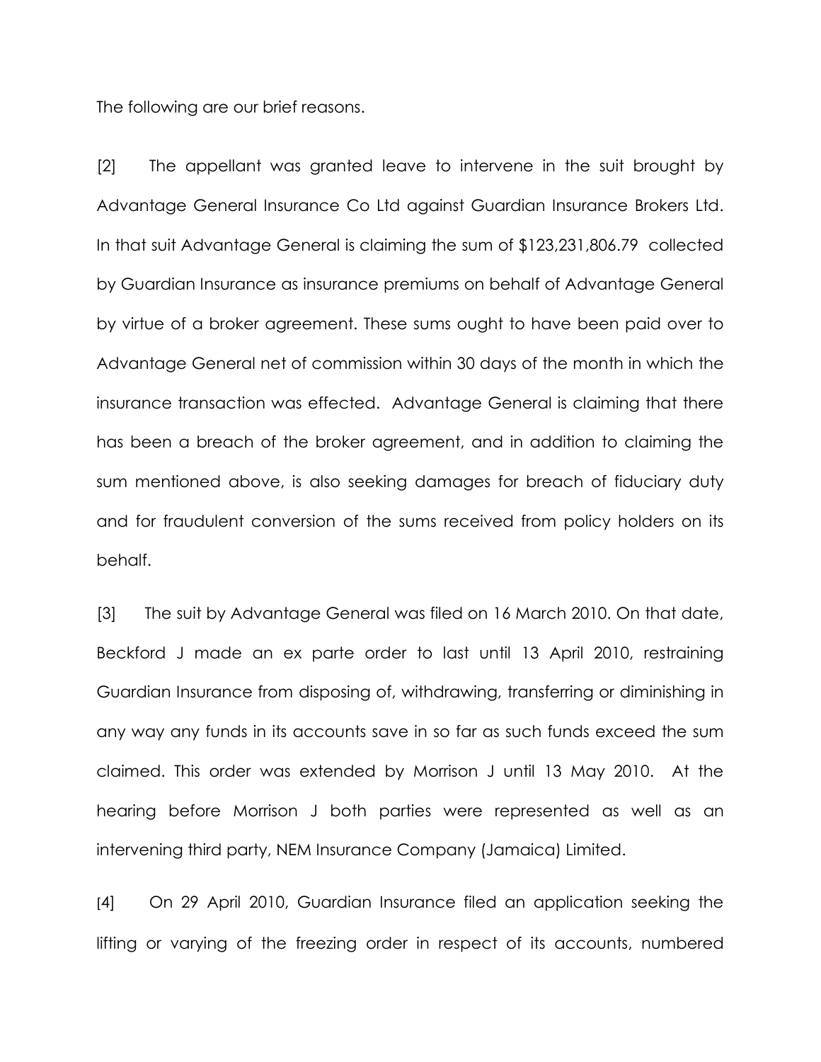The following are our brief reasons.

[2] The appellant was granted leave to intervene in the suit brought by Advantage General Insurance Co Ltd against Guardian Insurance Brokers Ltd. In that suit Advantage General is claiming the sum of $123,231,806.79 collected by Guardian Insurance as insurance premiums on behalf of Advantage General by virtue of a broker agreement. These sums ought to have been paid over to Advantage General net of commission within 30 days of the month in which the insurance transaction was effected. Advantage General is claiming that there has been a breach of the broker agreement, and in addition to claiming the sum mentioned above, is also seeking damages for breach of fiduciary duty and for fraudulent conversion of the sums received from policy holders on its behalf.

[3] The suit by Advantage General was filed on 16 March 2010. On that date, Beckford J made an ex parte order to last until 13 April 2010, restraining Guardian Insurance from disposing of, withdrawing, transferring or diminishing in any way any funds in its accounts save in so far as such funds exceed the sum claimed. This order was extended by Morrison J until 13 May 2010. At the hearing before Morrison J both parties were represented as well as an intervening third party, NEM Insurance Company (Jamaica) Limited.

[4] On 29 April 2010, Guardian Insurance filed an application seeking the lifting or varying of the freezing order in respect of its accounts, numbered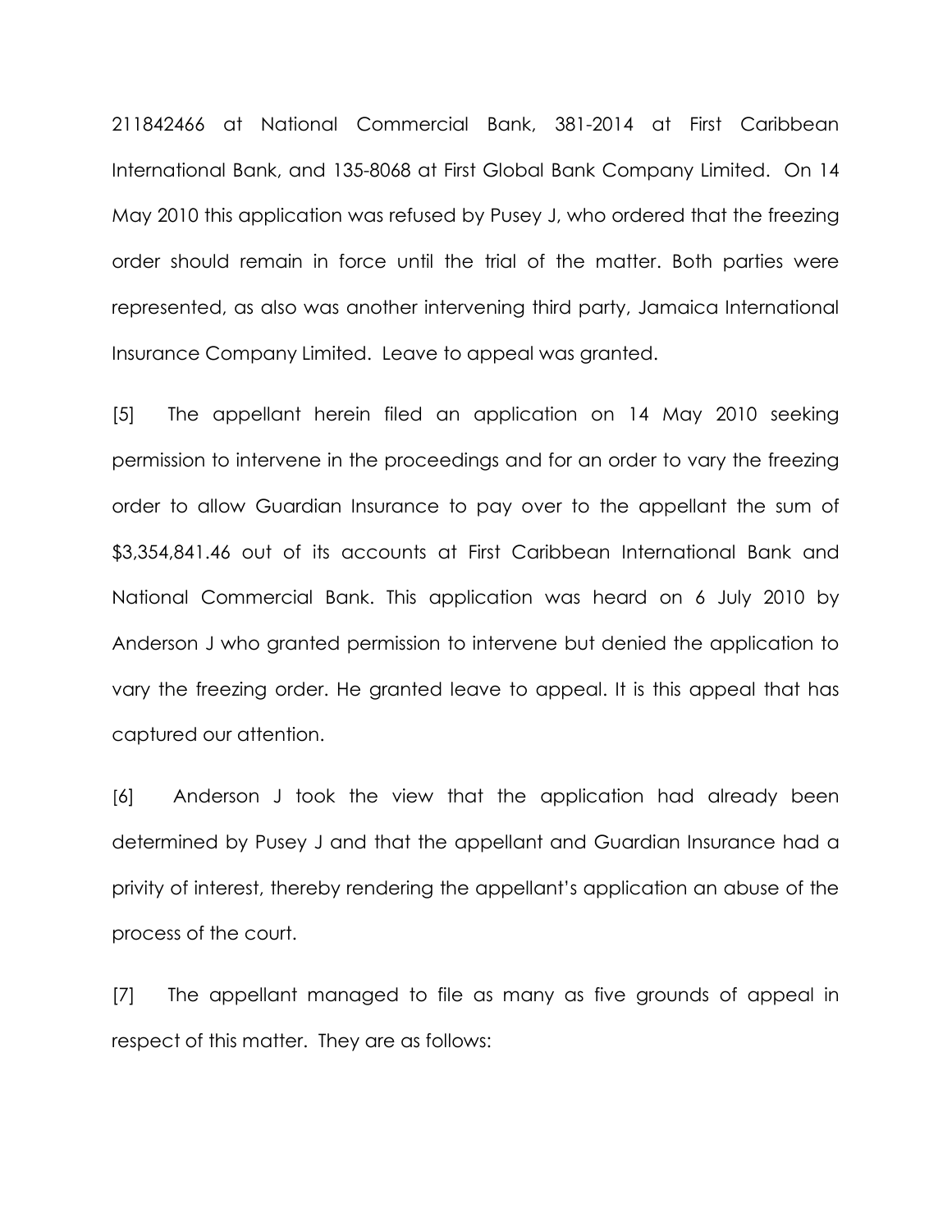211842466 at National Commercial Bank, 381-2014 at First Caribbean International Bank, and 135-8068 at First Global Bank Company Limited. On 14 May 2010 this application was refused by Pusey J, who ordered that the freezing order should remain in force until the trial of the matter. Both parties were represented, as also was another intervening third party, Jamaica International Insurance Company Limited. Leave to appeal was granted.

[5] The appellant herein filed an application on 14 May 2010 seeking permission to intervene in the proceedings and for an order to vary the freezing order to allow Guardian Insurance to pay over to the appellant the sum of $3,354,841.46 out of its accounts at First Caribbean International Bank and National Commercial Bank. This application was heard on 6 July 2010 by Anderson J who granted permission to intervene but denied the application to vary the freezing order. He granted leave to appeal. It is this appeal that has captured our attention.

[6] Anderson J took the view that the application had already been determined by Pusey J and that the appellant and Guardian Insurance had a privity of interest, thereby rendering the appellant's application an abuse of the process of the court.

[7] The appellant managed to file as many as five grounds of appeal in respect of this matter. They are as follows: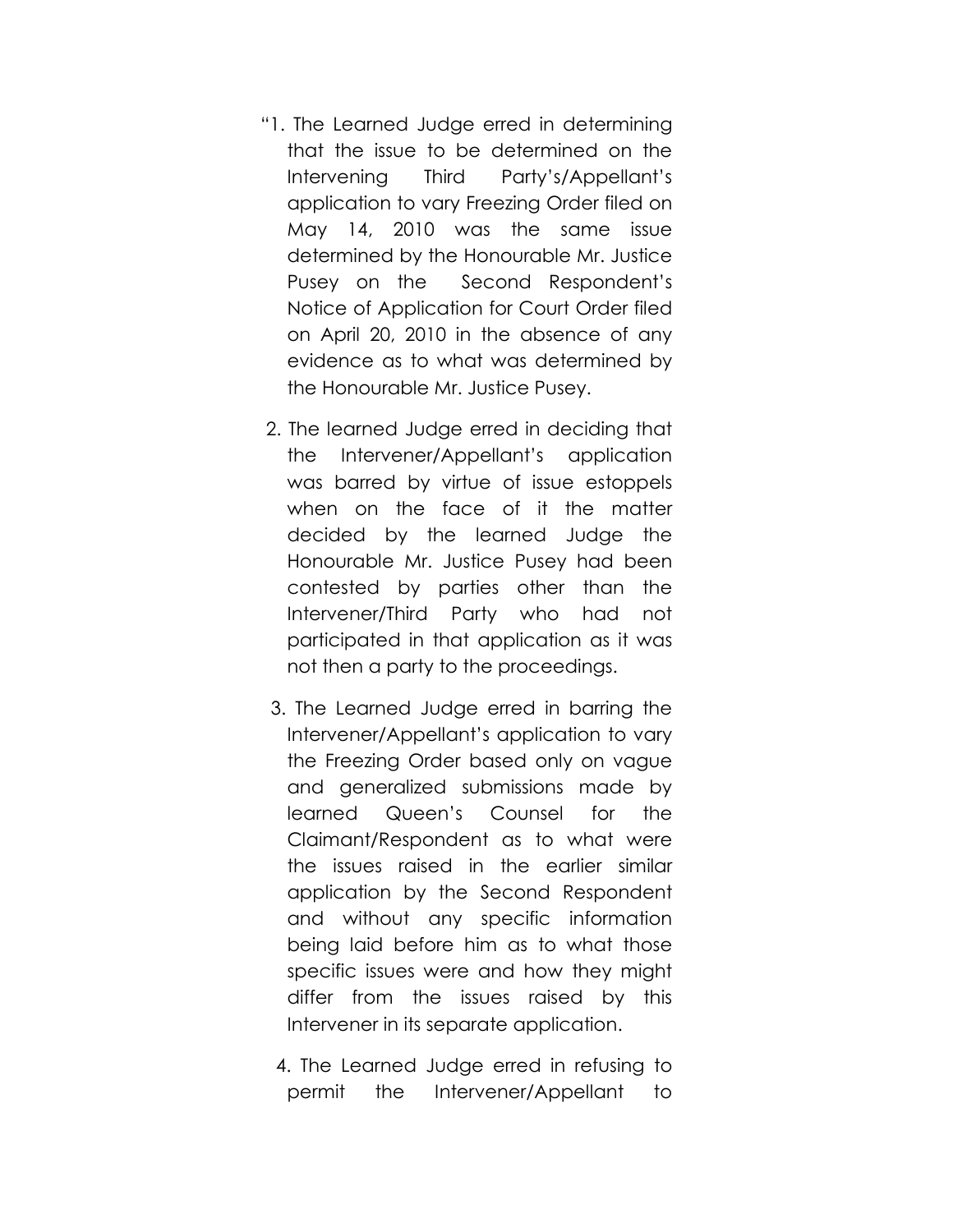"1. The Learned Judge erred in determining that the issue to be determined on the Intervening Third Party's/Appellant's application to vary Freezing Order filed on May 14, 2010 was the same issue determined by the Honourable Mr. Justice Pusey on the Second Respondent's Notice of Application for Court Order filed on April 20, 2010 in the absence of any evidence as to what was determined by the Honourable Mr. Justice Pusey.

2. The learned Judge erred in deciding that the Intervener/Appellant's application was barred by virtue of issue estoppels when on the face of it the matter decided by the learned Judge the Honourable Mr. Justice Pusey had been contested by parties other than the Intervener/Third Party who had not participated in that application as it was not then a party to the proceedings.

3. The Learned Judge erred in barring the Intervener/Appellant's application to vary the Freezing Order based only on vague and generalized submissions made by learned Queen's Counsel for the Claimant/Respondent as to what were the issues raised in the earlier similar application by the Second Respondent and without any specific information being laid before him as to what those specific issues were and how they might differ from the issues raised by this Intervener in its separate application.

4. The Learned Judge erred in refusing to permit the Intervener/Appellant to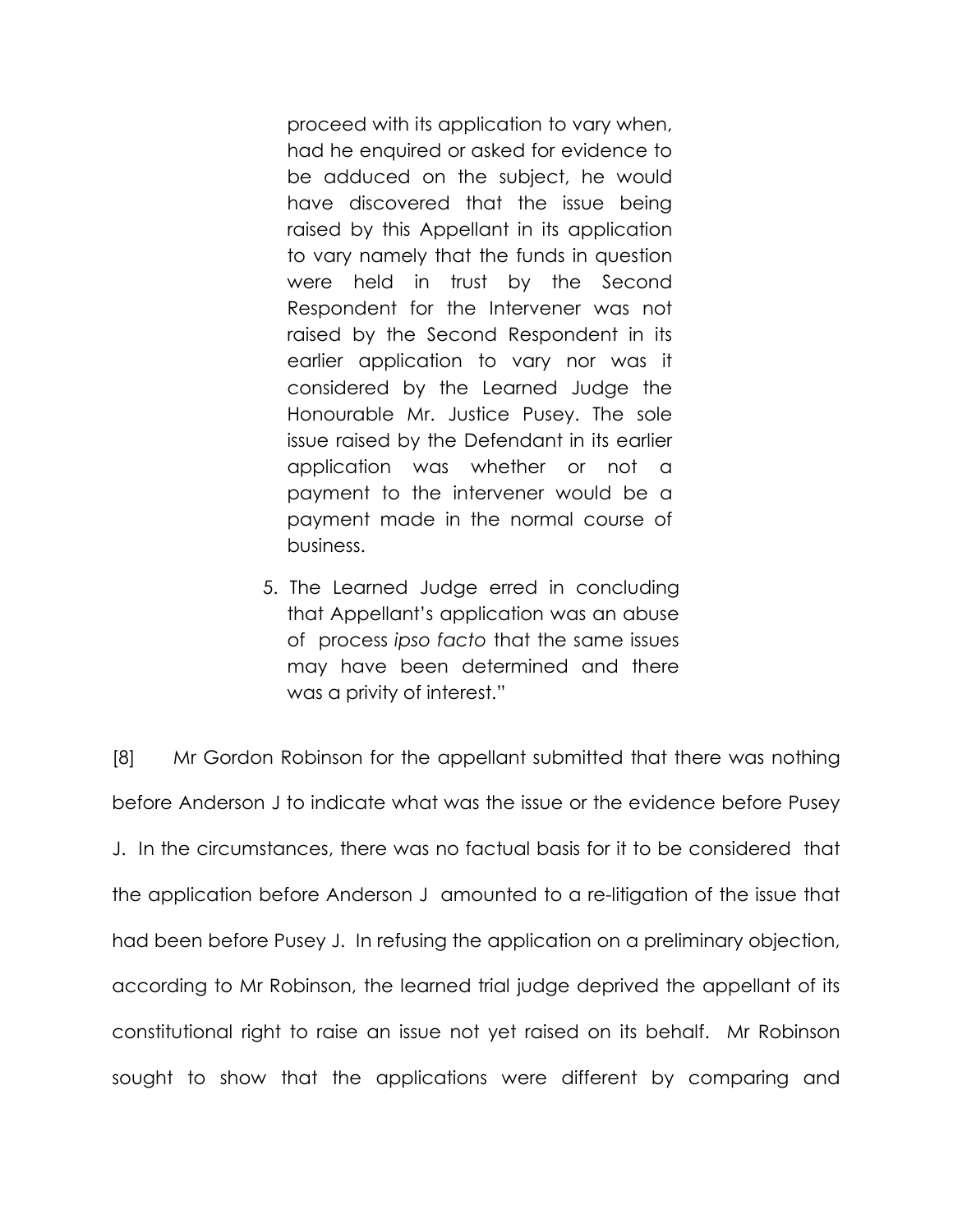proceed with its application to vary when, had he enquired or asked for evidence to be adduced on the subject, he would have discovered that the issue being raised by this Appellant in its application to vary namely that the funds in question were held in trust by the Second Respondent for the Intervener was not raised by the Second Respondent in its earlier application to vary nor was it considered by the Learned Judge the Honourable Mr. Justice Pusey. The sole issue raised by the Defendant in its earlier application was whether or not a payment to the intervener would be a payment made in the normal course of business.

5. The Learned Judge erred in concluding that Appellant's application was an abuse of process *ipso facto* that the same issues may have been determined and there was a privity of interest."

[8] Mr Gordon Robinson for the appellant submitted that there was nothing before Anderson J to indicate what was the issue or the evidence before Pusey J. In the circumstances, there was no factual basis for it to be considered that the application before Anderson J amounted to a re-litigation of the issue that had been before Pusey J. In refusing the application on a preliminary objection, according to Mr Robinson, the learned trial judge deprived the appellant of its constitutional right to raise an issue not yet raised on its behalf. Mr Robinson sought to show that the applications were different by comparing and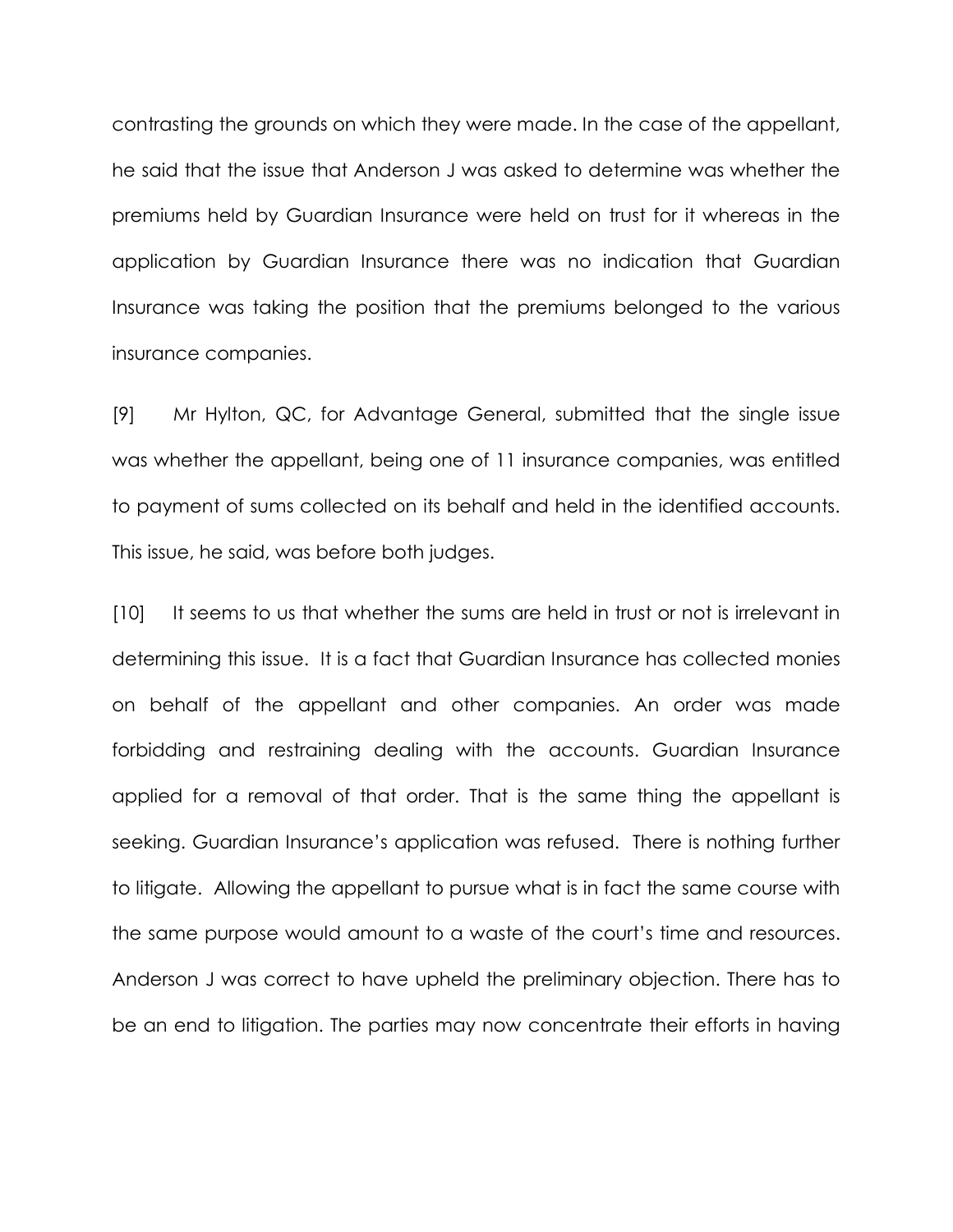contrasting the grounds on which they were made. In the case of the appellant, he said that the issue that Anderson J was asked to determine was whether the premiums held by Guardian Insurance were held on trust for it whereas in the application by Guardian Insurance there was no indication that Guardian Insurance was taking the position that the premiums belonged to the various insurance companies.

[9] Mr Hylton, QC, for Advantage General, submitted that the single issue was whether the appellant, being one of 11 insurance companies, was entitled to payment of sums collected on its behalf and held in the identified accounts. This issue, he said, was before both judges.

[10] It seems to us that whether the sums are held in trust or not is irrelevant in determining this issue. It is a fact that Guardian Insurance has collected monies on behalf of the appellant and other companies. An order was made forbidding and restraining dealing with the accounts. Guardian Insurance applied for a removal of that order. That is the same thing the appellant is seeking. Guardian Insurance's application was refused. There is nothing further to litigate. Allowing the appellant to pursue what is in fact the same course with the same purpose would amount to a waste of the court's time and resources. Anderson J was correct to have upheld the preliminary objection. There has to be an end to litigation. The parties may now concentrate their efforts in having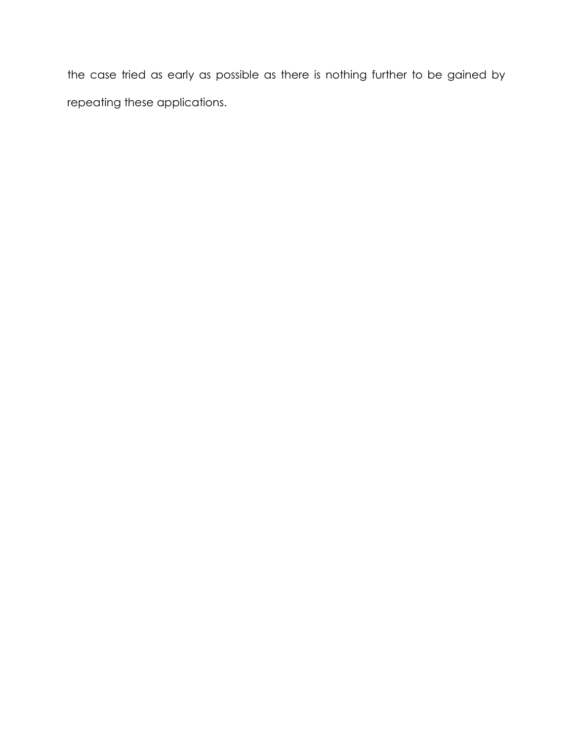the case tried as early as possible as there is nothing further to be gained by repeating these applications.